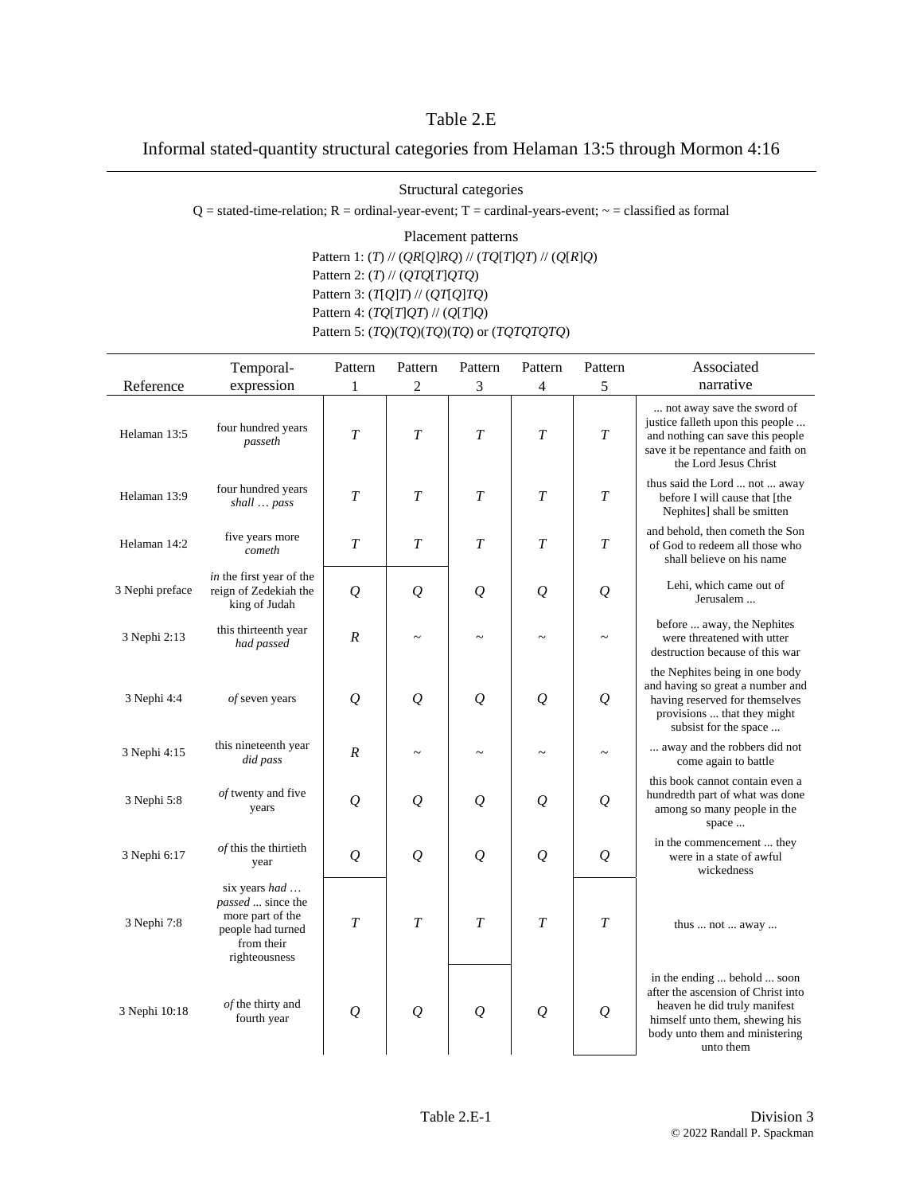# Table 2.E

## Informal stated-quantity structural categories from Helaman 13:5 through Mormon 4:16

Structural categories

Q = stated-time-relation; R = ordinal-year-event; T = cardinal-years-event; ~ = classified as formal

Placement patterns

Pattern 1: (*T*) // (*QR*[*Q*]*RQ*) // (*TQ*[*T*]*QT*) // (*Q*[*R*]*Q*)
Pattern 2: (*T*) // (*QTQ*[*T*]*QTQ*)
Pattern 3: (*T*[*Q*]*T*) // (*QT*[*Q*]*TQ*)
Pattern 4: (*TQ*[*T*]*QT*) // (*Q*[*T*]*Q*)
Pattern 5: (*TQ*)(*TQ*)(*TQ*)(*TQ*) or (*TQTQTQTQ*)

| Reference | Temporal-expression | Pattern 1 | Pattern 2 | Pattern 3 | Pattern 4 | Pattern 5 | Associated narrative |
|---|---|---|---|---|---|---|---|
| Helaman 13:5 | four hundred years *passeth* | *T* | *T* | *T* | *T* | *T* | ... not away save the sword of justice falleth upon this people ... and nothing can save this people save it be repentance and faith on the Lord Jesus Christ |
| Helaman 13:9 | four hundred years *shall … pass* | *T* | *T* | *T* | *T* | *T* | thus said the Lord ... not ... away before I will cause that [the Nephites] shall be smitten |
| Helaman 14:2 | five years more *cometh* | *T* | *T* | *T* | *T* | *T* | and behold, then cometh the Son of God to redeem all those who shall believe on his name |
| 3 Nephi preface | *in* the first year of the reign of Zedekiah the king of Judah | *Q* | *Q* | *Q* | *Q* | *Q* | Lehi, which came out of Jerusalem ... |
| 3 Nephi 2:13 | this thirteenth year *had passed* | *R* | ~ | ~ | ~ | ~ | before ... away, the Nephites were threatened with utter destruction because of this war |
| 3 Nephi 4:4 | *of* seven years | *Q* | *Q* | *Q* | *Q* | *Q* | the Nephites being in one body and having so great a number and having reserved for themselves provisions ... that they might subsist for the space ... |
| 3 Nephi 4:15 | this nineteenth year *did pass* | *R* | ~ | ~ | ~ | ~ | ... away and the robbers did not come again to battle |
| 3 Nephi 5:8 | *of* twenty and five years | *Q* | *Q* | *Q* | *Q* | *Q* | this book cannot contain even a hundredth part of what was done among so many people in the space ... |
| 3 Nephi 6:17 | *of* this the thirtieth year | *Q* | *Q* | *Q* | *Q* | *Q* | in the commencement ... they were in a state of awful wickedness |
| 3 Nephi 7:8 | six years *had … passed* ... since the more part of the people had turned from their righteousness | *T* | *T* | *T* | *T* | *T* | thus ... not ... away ... |
| 3 Nephi 10:18 | *of* the thirty and fourth year | *Q* | *Q* | *Q* | *Q* | *Q* | in the ending ... behold ... soon after the ascension of Christ into heaven he did truly manifest himself unto them, shewing his body unto them and ministering unto them |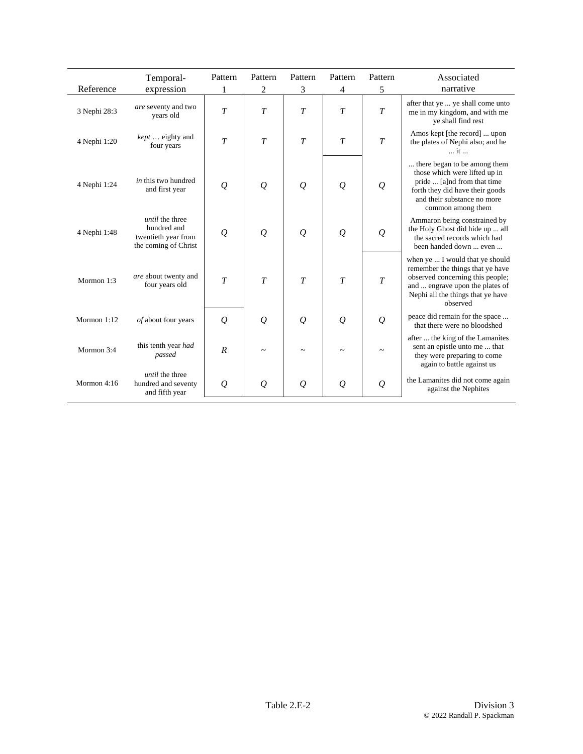| Reference | Temporal-expression | Pattern 1 | Pattern 2 | Pattern 3 | Pattern 4 | Pattern 5 | Associated narrative |
|---|---|---|---|---|---|---|---|
| 3 Nephi 28:3 | *are* seventy and two years old | *T* | *T* | *T* | *T* | *T* | after that ye ... ye shall come unto me in my kingdom, and with me ye shall find rest |
| 4 Nephi 1:20 | *kept* … eighty and four years | *T* | *T* | *T* | *T* | *T* | Amos kept [the record] ... upon the plates of Nephi also; and he ... it ... |
| 4 Nephi 1:24 | *in* this two hundred and first year | *Q* | *Q* | *Q* | *Q* | *Q* | ... there began to be among them those which were lifted up in pride ... [a]nd from that time forth they did have their goods and their substance no more common among them |
| 4 Nephi 1:48 | *until* the three hundred and twentieth year from the coming of Christ | *Q* | *Q* | *Q* | *Q* | *Q* | Ammaron being constrained by the Holy Ghost did hide up ... all the sacred records which had been handed down ... even ... |
| Mormon 1:3 | *are* about twenty and four years old | *T* | *T* | *T* | *T* | *T* | when ye ... I would that ye should remember the things that ye have observed concerning this people; and ... engrave upon the plates of Nephi all the things that ye have observed |
| Mormon 1:12 | *of* about four years | *Q* | *Q* | *Q* | *Q* | *Q* | peace did remain for the space ... that there were no bloodshed |
| Mormon 3:4 | this tenth year *had passed* | *R* | ~ | ~ | ~ | ~ | after ... the king of the Lamanites sent an epistle unto me ... that they were preparing to come again to battle against us |
| Mormon 4:16 | *until* the three hundred and seventy and fifth year | *Q* | *Q* | *Q* | *Q* | *Q* | the Lamanites did not come again against the Nephites |

Table 2.E-2

Division 3